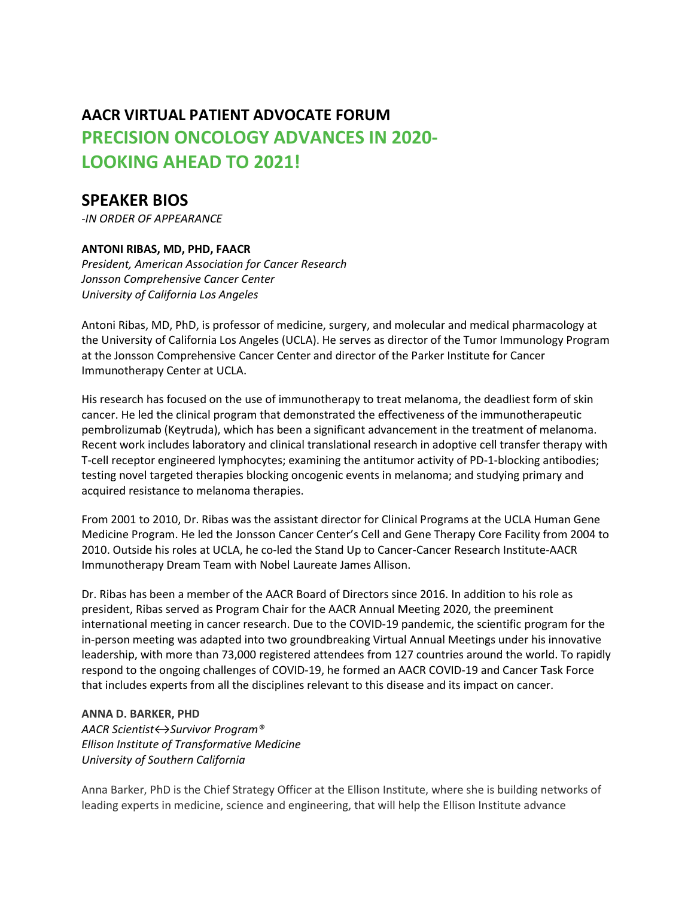# AACR VIRTUAL PATIENT ADVOCATE FORUM
# PRECISION ONCOLOGY ADVANCES IN 2020-LOOKING AHEAD TO 2021!

## SPEAKER BIOS

*-IN ORDER OF APPEARANCE*

**ANTONI RIBAS, MD, PHD, FAACR**
*President, American Association for Cancer Research*
*Jonsson Comprehensive Cancer Center*
*University of California Los Angeles*

Antoni Ribas, MD, PhD, is professor of medicine, surgery, and molecular and medical pharmacology at the University of California Los Angeles (UCLA). He serves as director of the Tumor Immunology Program at the Jonsson Comprehensive Cancer Center and director of the Parker Institute for Cancer Immunotherapy Center at UCLA.

His research has focused on the use of immunotherapy to treat melanoma, the deadliest form of skin cancer. He led the clinical program that demonstrated the effectiveness of the immunotherapeutic pembrolizumab (Keytruda), which has been a significant advancement in the treatment of melanoma. Recent work includes laboratory and clinical translational research in adoptive cell transfer therapy with T-cell receptor engineered lymphocytes; examining the antitumor activity of PD-1-blocking antibodies; testing novel targeted therapies blocking oncogenic events in melanoma; and studying primary and acquired resistance to melanoma therapies.

From 2001 to 2010, Dr. Ribas was the assistant director for Clinical Programs at the UCLA Human Gene Medicine Program. He led the Jonsson Cancer Center's Cell and Gene Therapy Core Facility from 2004 to 2010. Outside his roles at UCLA, he co-led the Stand Up to Cancer-Cancer Research Institute-AACR Immunotherapy Dream Team with Nobel Laureate James Allison.

Dr. Ribas has been a member of the AACR Board of Directors since 2016. In addition to his role as president, Ribas served as Program Chair for the AACR Annual Meeting 2020, the preeminent international meeting in cancer research. Due to the COVID-19 pandemic, the scientific program for the in-person meeting was adapted into two groundbreaking Virtual Annual Meetings under his innovative leadership, with more than 73,000 registered attendees from 127 countries around the world. To rapidly respond to the ongoing challenges of COVID-19, he formed an AACR COVID-19 and Cancer Task Force that includes experts from all the disciplines relevant to this disease and its impact on cancer.

**ANNA D. BARKER, PHD**
*AACR Scientist↔Survivor Program®*
*Ellison Institute of Transformative Medicine*
*University of Southern California*

Anna Barker, PhD is the Chief Strategy Officer at the Ellison Institute, where she is building networks of leading experts in medicine, science and engineering, that will help the Ellison Institute advance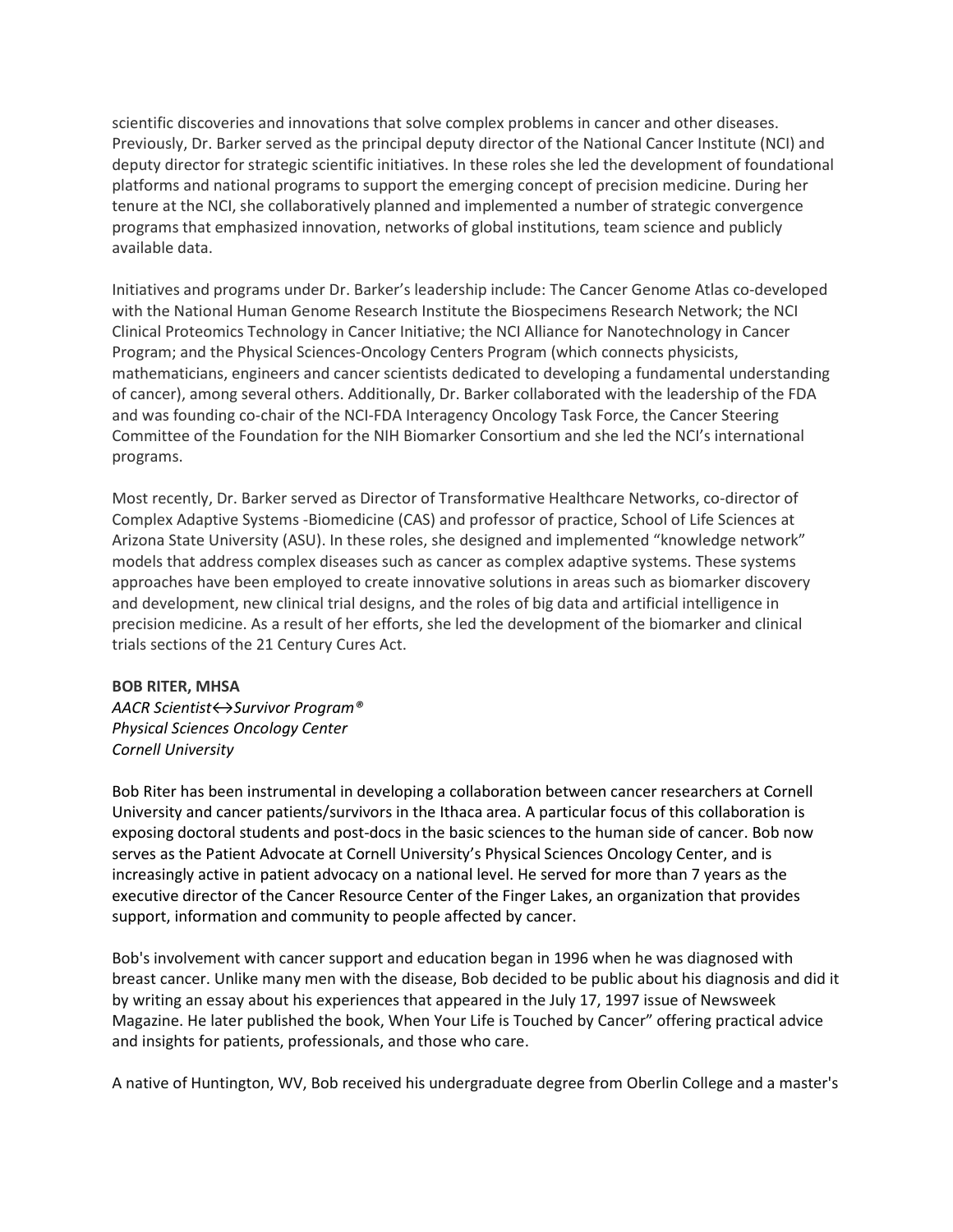scientific discoveries and innovations that solve complex problems in cancer and other diseases. Previously, Dr. Barker served as the principal deputy director of the National Cancer Institute (NCI) and deputy director for strategic scientific initiatives. In these roles she led the development of foundational platforms and national programs to support the emerging concept of precision medicine. During her tenure at the NCI, she collaboratively planned and implemented a number of strategic convergence programs that emphasized innovation, networks of global institutions, team science and publicly available data.

Initiatives and programs under Dr. Barker's leadership include: The Cancer Genome Atlas co-developed with the National Human Genome Research Institute the Biospecimens Research Network; the NCI Clinical Proteomics Technology in Cancer Initiative; the NCI Alliance for Nanotechnology in Cancer Program; and the Physical Sciences-Oncology Centers Program (which connects physicists, mathematicians, engineers and cancer scientists dedicated to developing a fundamental understanding of cancer), among several others. Additionally, Dr. Barker collaborated with the leadership of the FDA and was founding co-chair of the NCI-FDA Interagency Oncology Task Force, the Cancer Steering Committee of the Foundation for the NIH Biomarker Consortium and she led the NCI's international programs.

Most recently, Dr. Barker served as Director of Transformative Healthcare Networks, co-director of Complex Adaptive Systems -Biomedicine (CAS) and professor of practice, School of Life Sciences at Arizona State University (ASU). In these roles, she designed and implemented "knowledge network" models that address complex diseases such as cancer as complex adaptive systems. These systems approaches have been employed to create innovative solutions in areas such as biomarker discovery and development, new clinical trial designs, and the roles of big data and artificial intelligence in precision medicine. As a result of her efforts, she led the development of the biomarker and clinical trials sections of the 21 Century Cures Act.

**BOB RITER, MHSA**
*AACR Scientist↔Survivor Program®*
*Physical Sciences Oncology Center*
*Cornell University*

Bob Riter has been instrumental in developing a collaboration between cancer researchers at Cornell University and cancer patients/survivors in the Ithaca area. A particular focus of this collaboration is exposing doctoral students and post-docs in the basic sciences to the human side of cancer. Bob now serves as the Patient Advocate at Cornell University's Physical Sciences Oncology Center, and is increasingly active in patient advocacy on a national level. He served for more than 7 years as the executive director of the Cancer Resource Center of the Finger Lakes, an organization that provides support, information and community to people affected by cancer.

Bob's involvement with cancer support and education began in 1996 when he was diagnosed with breast cancer. Unlike many men with the disease, Bob decided to be public about his diagnosis and did it by writing an essay about his experiences that appeared in the July 17, 1997 issue of Newsweek Magazine. He later published the book, When Your Life is Touched by Cancer" offering practical advice and insights for patients, professionals, and those who care.

A native of Huntington, WV, Bob received his undergraduate degree from Oberlin College and a master's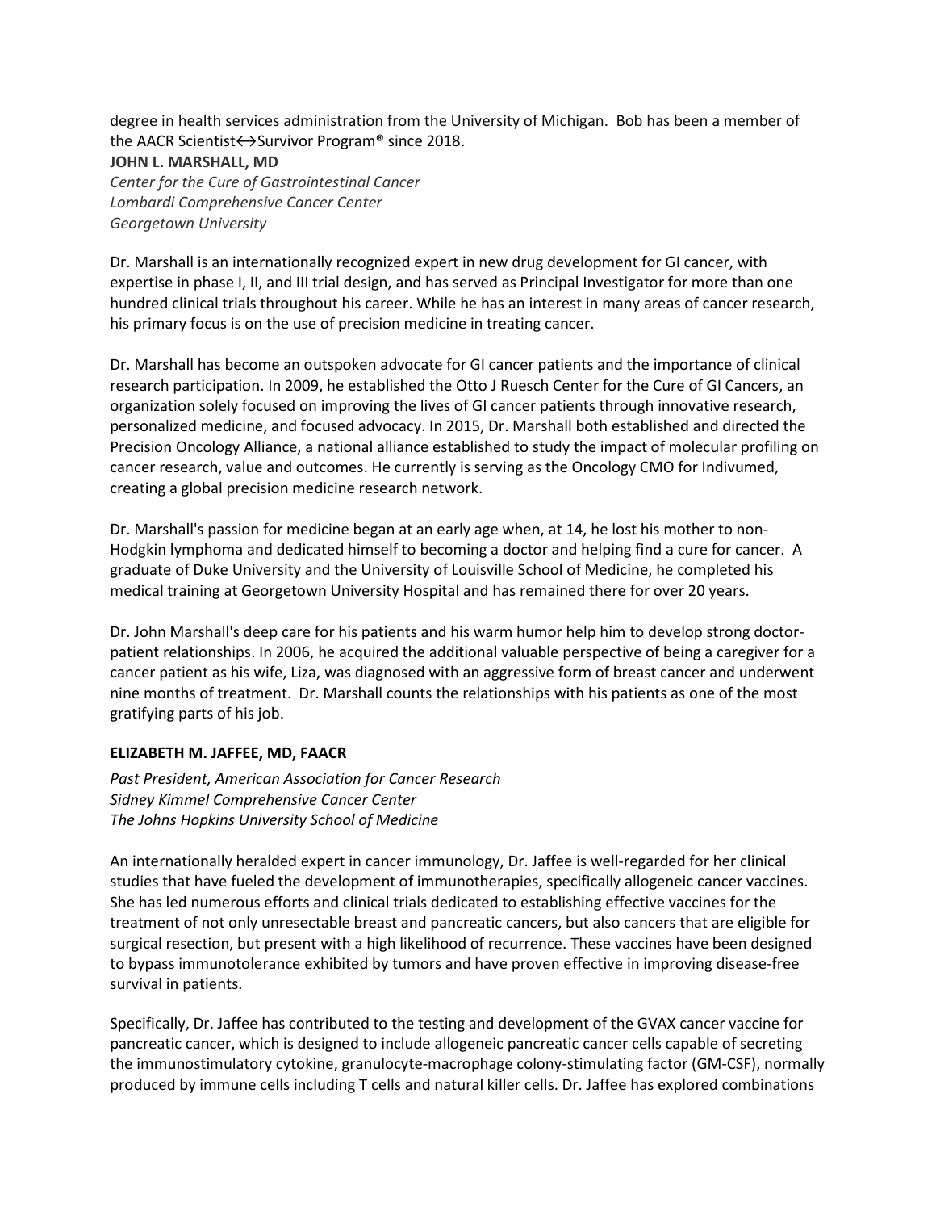degree in health services administration from the University of Michigan. Bob has been a member of the AACR Scientist↔Survivor Program® since 2018.

**JOHN L. MARSHALL, MD**

*Center for the Cure of Gastrointestinal Cancer*
*Lombardi Comprehensive Cancer Center*
*Georgetown University*

Dr. Marshall is an internationally recognized expert in new drug development for GI cancer, with expertise in phase I, II, and III trial design, and has served as Principal Investigator for more than one hundred clinical trials throughout his career. While he has an interest in many areas of cancer research, his primary focus is on the use of precision medicine in treating cancer.

Dr. Marshall has become an outspoken advocate for GI cancer patients and the importance of clinical research participation. In 2009, he established the Otto J Ruesch Center for the Cure of GI Cancers, an organization solely focused on improving the lives of GI cancer patients through innovative research, personalized medicine, and focused advocacy. In 2015, Dr. Marshall both established and directed the Precision Oncology Alliance, a national alliance established to study the impact of molecular profiling on cancer research, value and outcomes. He currently is serving as the Oncology CMO for Indivumed, creating a global precision medicine research network.

Dr. Marshall's passion for medicine began at an early age when, at 14, he lost his mother to non-Hodgkin lymphoma and dedicated himself to becoming a doctor and helping find a cure for cancer. A graduate of Duke University and the University of Louisville School of Medicine, he completed his medical training at Georgetown University Hospital and has remained there for over 20 years.

Dr. John Marshall's deep care for his patients and his warm humor help him to develop strong doctor-patient relationships. In 2006, he acquired the additional valuable perspective of being a caregiver for a cancer patient as his wife, Liza, was diagnosed with an aggressive form of breast cancer and underwent nine months of treatment. Dr. Marshall counts the relationships with his patients as one of the most gratifying parts of his job.

**ELIZABETH M. JAFFEE, MD, FAACR**

*Past President, American Association for Cancer Research*
*Sidney Kimmel Comprehensive Cancer Center*
*The Johns Hopkins University School of Medicine*

An internationally heralded expert in cancer immunology, Dr. Jaffee is well-regarded for her clinical studies that have fueled the development of immunotherapies, specifically allogeneic cancer vaccines. She has led numerous efforts and clinical trials dedicated to establishing effective vaccines for the treatment of not only unresectable breast and pancreatic cancers, but also cancers that are eligible for surgical resection, but present with a high likelihood of recurrence. These vaccines have been designed to bypass immunotolerance exhibited by tumors and have proven effective in improving disease-free survival in patients.

Specifically, Dr. Jaffee has contributed to the testing and development of the GVAX cancer vaccine for pancreatic cancer, which is designed to include allogeneic pancreatic cancer cells capable of secreting the immunostimulatory cytokine, granulocyte-macrophage colony-stimulating factor (GM-CSF), normally produced by immune cells including T cells and natural killer cells. Dr. Jaffee has explored combinations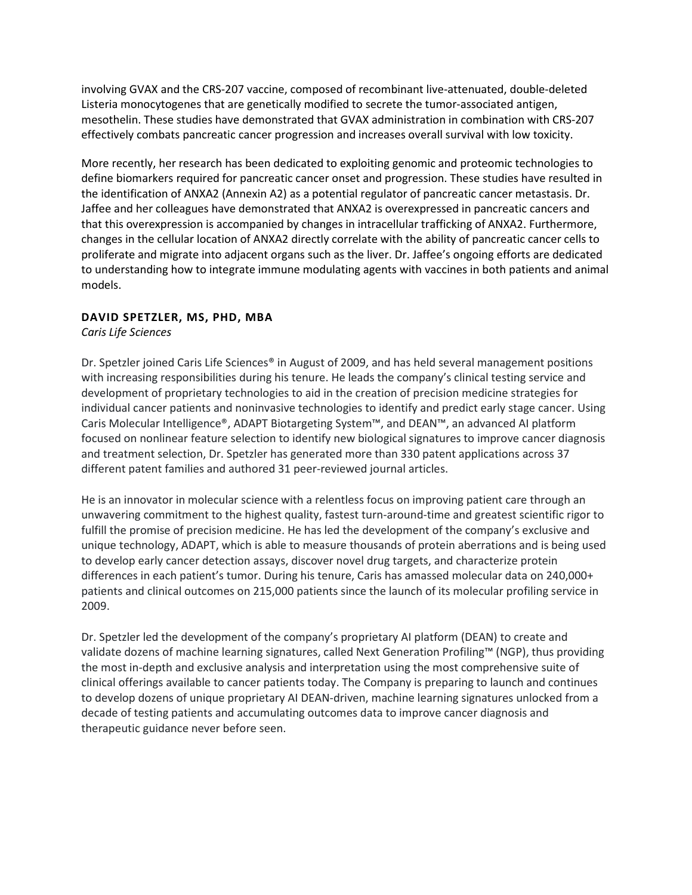involving GVAX and the CRS-207 vaccine, composed of recombinant live-attenuated, double-deleted Listeria monocytogenes that are genetically modified to secrete the tumor-associated antigen, mesothelin. These studies have demonstrated that GVAX administration in combination with CRS-207 effectively combats pancreatic cancer progression and increases overall survival with low toxicity.

More recently, her research has been dedicated to exploiting genomic and proteomic technologies to define biomarkers required for pancreatic cancer onset and progression. These studies have resulted in the identification of ANXA2 (Annexin A2) as a potential regulator of pancreatic cancer metastasis. Dr. Jaffee and her colleagues have demonstrated that ANXA2 is overexpressed in pancreatic cancers and that this overexpression is accompanied by changes in intracellular trafficking of ANXA2. Furthermore, changes in the cellular location of ANXA2 directly correlate with the ability of pancreatic cancer cells to proliferate and migrate into adjacent organs such as the liver. Dr. Jaffee's ongoing efforts are dedicated to understanding how to integrate immune modulating agents with vaccines in both patients and animal models.

### DAVID SPETZLER, MS, PHD, MBA

*Caris Life Sciences*

Dr. Spetzler joined Caris Life Sciences® in August of 2009, and has held several management positions with increasing responsibilities during his tenure. He leads the company's clinical testing service and development of proprietary technologies to aid in the creation of precision medicine strategies for individual cancer patients and noninvasive technologies to identify and predict early stage cancer. Using Caris Molecular Intelligence®, ADAPT Biotargeting System™, and DEAN™, an advanced AI platform focused on nonlinear feature selection to identify new biological signatures to improve cancer diagnosis and treatment selection, Dr. Spetzler has generated more than 330 patent applications across 37 different patent families and authored 31 peer-reviewed journal articles.

He is an innovator in molecular science with a relentless focus on improving patient care through an unwavering commitment to the highest quality, fastest turn-around-time and greatest scientific rigor to fulfill the promise of precision medicine. He has led the development of the company's exclusive and unique technology, ADAPT, which is able to measure thousands of protein aberrations and is being used to develop early cancer detection assays, discover novel drug targets, and characterize protein differences in each patient's tumor. During his tenure, Caris has amassed molecular data on 240,000+ patients and clinical outcomes on 215,000 patients since the launch of its molecular profiling service in 2009.

Dr. Spetzler led the development of the company's proprietary AI platform (DEAN) to create and validate dozens of machine learning signatures, called Next Generation Profiling™ (NGP), thus providing the most in-depth and exclusive analysis and interpretation using the most comprehensive suite of clinical offerings available to cancer patients today. The Company is preparing to launch and continues to develop dozens of unique proprietary AI DEAN-driven, machine learning signatures unlocked from a decade of testing patients and accumulating outcomes data to improve cancer diagnosis and therapeutic guidance never before seen.